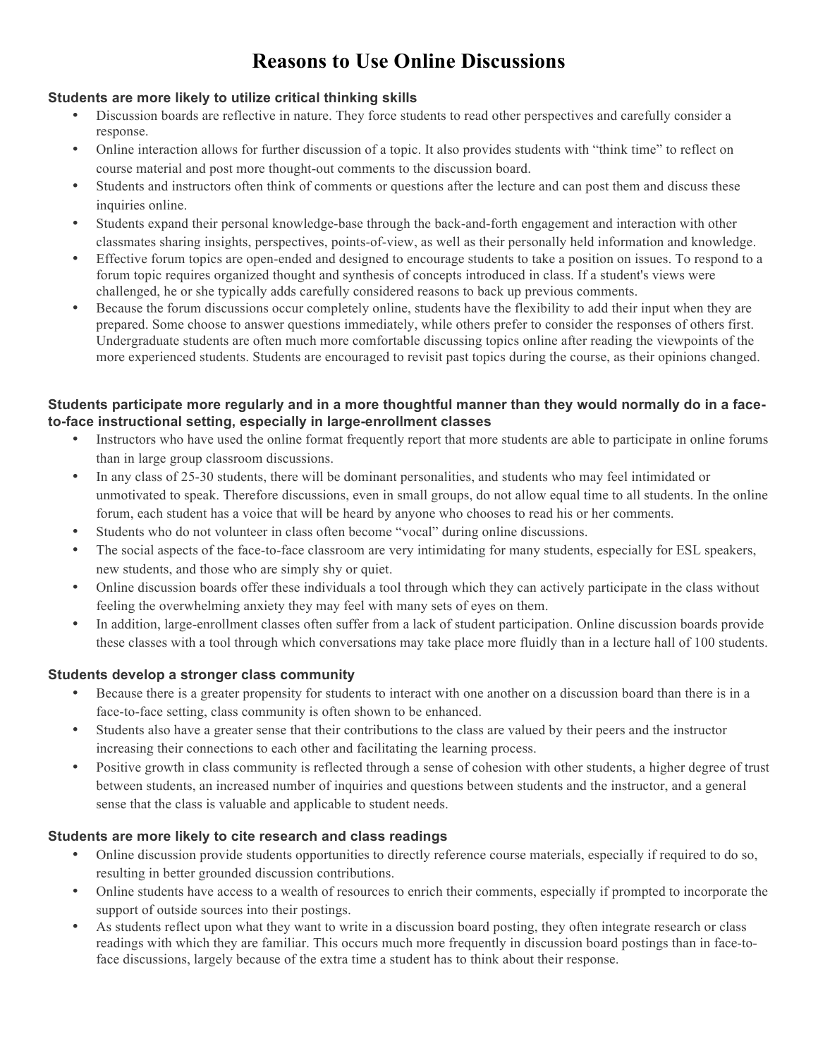# Reasons to Use Online Discussions

### Students are more likely to utilize critical thinking skills

- Discussion boards are reflective in nature. They force students to read other perspectives and carefully consider a response.
- Online interaction allows for further discussion of a topic. It also provides students with "think time" to reflect on course material and post more thought-out comments to the discussion board.
- Students and instructors often think of comments or questions after the lecture and can post them and discuss these inquiries online.
- Students expand their personal knowledge-base through the back-and-forth engagement and interaction with other classmates sharing insights, perspectives, points-of-view, as well as their personally held information and knowledge.
- Effective forum topics are open-ended and designed to encourage students to take a position on issues. To respond to a forum topic requires organized thought and synthesis of concepts introduced in class. If a student's views were challenged, he or she typically adds carefully considered reasons to back up previous comments.
- Because the forum discussions occur completely online, students have the flexibility to add their input when they are prepared. Some choose to answer questions immediately, while others prefer to consider the responses of others first. Undergraduate students are often much more comfortable discussing topics online after reading the viewpoints of the more experienced students. Students are encouraged to revisit past topics during the course, as their opinions changed.

### Students participate more regularly and in a more thoughtful manner than they would normally do in a face-to-face instructional setting, especially in large-enrollment classes

- Instructors who have used the online format frequently report that more students are able to participate in online forums than in large group classroom discussions.
- In any class of 25-30 students, there will be dominant personalities, and students who may feel intimidated or unmotivated to speak. Therefore discussions, even in small groups, do not allow equal time to all students. In the online forum, each student has a voice that will be heard by anyone who chooses to read his or her comments.
- Students who do not volunteer in class often become "vocal" during online discussions.
- The social aspects of the face-to-face classroom are very intimidating for many students, especially for ESL speakers, new students, and those who are simply shy or quiet.
- Online discussion boards offer these individuals a tool through which they can actively participate in the class without feeling the overwhelming anxiety they may feel with many sets of eyes on them.
- In addition, large-enrollment classes often suffer from a lack of student participation. Online discussion boards provide these classes with a tool through which conversations may take place more fluidly than in a lecture hall of 100 students.

### Students develop a stronger class community

- Because there is a greater propensity for students to interact with one another on a discussion board than there is in a face-to-face setting, class community is often shown to be enhanced.
- Students also have a greater sense that their contributions to the class are valued by their peers and the instructor increasing their connections to each other and facilitating the learning process.
- Positive growth in class community is reflected through a sense of cohesion with other students, a higher degree of trust between students, an increased number of inquiries and questions between students and the instructor, and a general sense that the class is valuable and applicable to student needs.

### Students are more likely to cite research and class readings

- Online discussion provide students opportunities to directly reference course materials, especially if required to do so, resulting in better grounded discussion contributions.
- Online students have access to a wealth of resources to enrich their comments, especially if prompted to incorporate the support of outside sources into their postings.
- As students reflect upon what they want to write in a discussion board posting, they often integrate research or class readings with which they are familiar. This occurs much more frequently in discussion board postings than in face-to-face discussions, largely because of the extra time a student has to think about their response.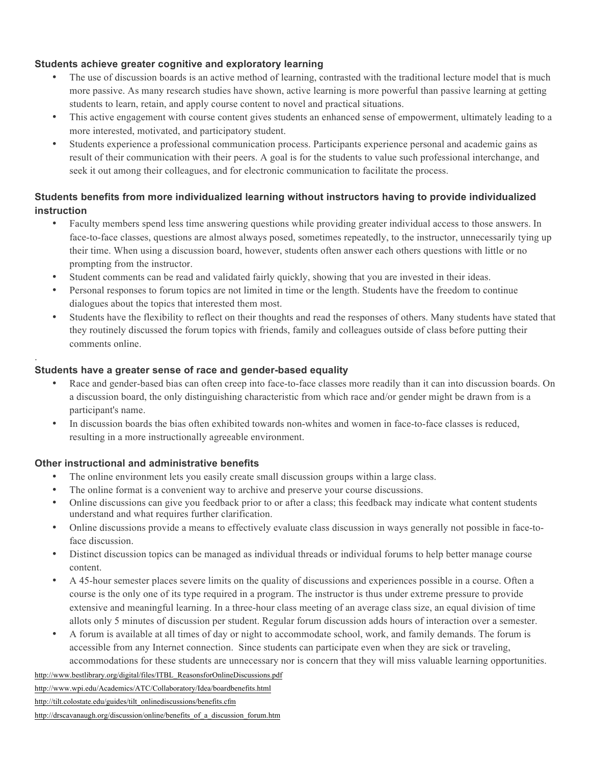**Students achieve greater cognitive and exploratory learning**

- The use of discussion boards is an active method of learning, contrasted with the traditional lecture model that is much more passive. As many research studies have shown, active learning is more powerful than passive learning at getting students to learn, retain, and apply course content to novel and practical situations.
- This active engagement with course content gives students an enhanced sense of empowerment, ultimately leading to a more interested, motivated, and participatory student.
- Students experience a professional communication process. Participants experience personal and academic gains as result of their communication with their peers. A goal is for the students to value such professional interchange, and seek it out among their colleagues, and for electronic communication to facilitate the process.

**Students benefits from more individualized learning without instructors having to provide individualized instruction**

- Faculty members spend less time answering questions while providing greater individual access to those answers. In face-to-face classes, questions are almost always posed, sometimes repeatedly, to the instructor, unnecessarily tying up their time. When using a discussion board, however, students often answer each others questions with little or no prompting from the instructor.
- Student comments can be read and validated fairly quickly, showing that you are invested in their ideas.
- Personal responses to forum topics are not limited in time or the length. Students have the freedom to continue dialogues about the topics that interested them most.
- Students have the flexibility to reflect on their thoughts and read the responses of others. Many students have stated that they routinely discussed the forum topics with friends, family and colleagues outside of class before putting their comments online.

.

**Students have a greater sense of race and gender-based equality**

- Race and gender-based bias can often creep into face-to-face classes more readily than it can into discussion boards. On a discussion board, the only distinguishing characteristic from which race and/or gender might be drawn from is a participant's name.
- In discussion boards the bias often exhibited towards non-whites and women in face-to-face classes is reduced, resulting in a more instructionally agreeable environment.

**Other instructional and administrative benefits**

- The online environment lets you easily create small discussion groups within a large class.
- The online format is a convenient way to archive and preserve your course discussions.
- Online discussions can give you feedback prior to or after a class; this feedback may indicate what content students understand and what requires further clarification.
- Online discussions provide a means to effectively evaluate class discussion in ways generally not possible in face-to-face discussion.
- Distinct discussion topics can be managed as individual threads or individual forums to help better manage course content.
- A 45-hour semester places severe limits on the quality of discussions and experiences possible in a course. Often a course is the only one of its type required in a program. The instructor is thus under extreme pressure to provide extensive and meaningful learning. In a three-hour class meeting of an average class size, an equal division of time allots only 5 minutes of discussion per student. Regular forum discussion adds hours of interaction over a semester.
- A forum is available at all times of day or night to accommodate school, work, and family demands. The forum is accessible from any Internet connection. Since students can participate even when they are sick or traveling, accommodations for these students are unnecessary nor is concern that they will miss valuable learning opportunities.

http://www.bestlibrary.org/digital/files/ITBL_ReasonsforOnlineDiscussions.pdf

http://www.wpi.edu/Academics/ATC/Collaboratory/Idea/boardbenefits.html

http://tilt.colostate.edu/guides/tilt_onlinediscussions/benefits.cfm

http://drscavanaugh.org/discussion/online/benefits_of_a_discussion_forum.htm